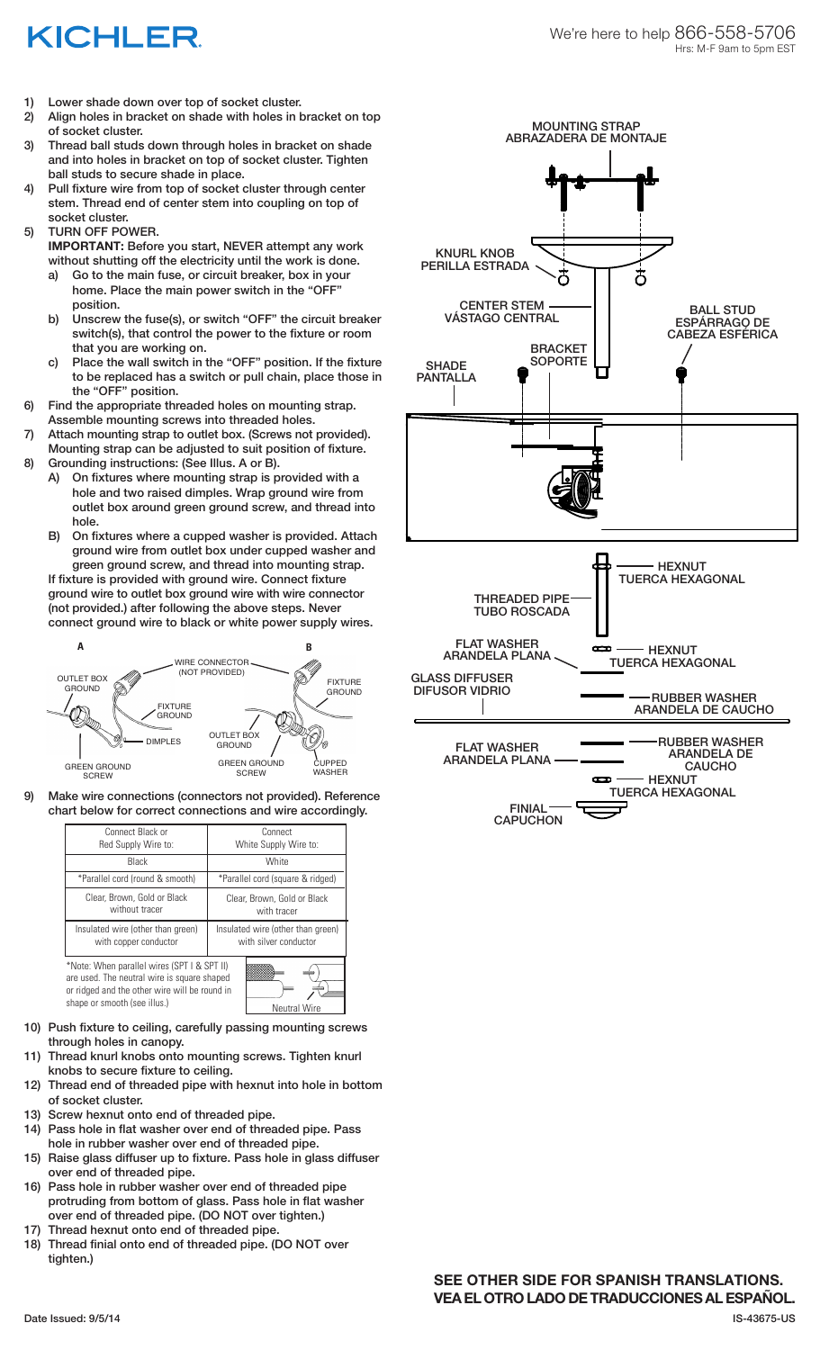# KICHLER

We're here to help 866-558-5706
Hrs: M-F 9am to 5pm EST

1) Lower shade down over top of socket cluster.
2) Align holes in bracket on shade with holes in bracket on top of socket cluster.
3) Thread ball studs down through holes in bracket on shade and into holes in bracket on top of socket cluster. Tighten ball studs to secure shade in place.
4) Pull fixture wire from top of socket cluster through center stem. Thread end of center stem into coupling on top of socket cluster.
5) TURN OFF POWER.
   **IMPORTANT:** Before you start, NEVER attempt any work without shutting off the electricity until the work is done.
   a) Go to the main fuse, or circuit breaker, box in your home. Place the main power switch in the "OFF" position.
   b) Unscrew the fuse(s), or switch "OFF" the circuit breaker switch(s), that control the power to the fixture or room that you are working on.
   c) Place the wall switch in the "OFF" position. If the fixture to be replaced has a switch or pull chain, place those in the "OFF" position.
6) Find the appropriate threaded holes on mounting strap. Assemble mounting screws into threaded holes.
7) Attach mounting strap to outlet box. (Screws not provided). Mounting strap can be adjusted to suit position of fixture.
8) Grounding instructions: (See Illus. A or B).
   A) On fixtures where mounting strap is provided with a hole and two raised dimples. Wrap ground wire from outlet box around green ground screw, and thread into hole.
   B) On fixtures where a cupped washer is provided. Attach ground wire from outlet box under cupped washer and green ground screw, and thread into mounting strap.

   If fixture is provided with ground wire. Connect fixture ground wire to outlet box ground wire with wire connector (not provided.) after following the above steps. Never connect ground wire to black or white power supply wires.

A: OUTLET BOX GROUND, WIRE CONNECTOR (NOT PROVIDED), FIXTURE GROUND, DIMPLES, GREEN GROUND SCREW
B: FIXTURE GROUND, OUTLET BOX GROUND, GREEN GROUND SCREW, CUPPED WASHER

9) Make wire connections (connectors not provided). Reference chart below for correct connections and wire accordingly.

| Connect Black or Red Supply Wire to: | Connect White Supply Wire to: |
|---|---|
| Black | White |
| *Parallel cord (round & smooth) | *Parallel cord (square & ridged) |
| Clear, Brown, Gold or Black without tracer | Clear, Brown, Gold or Black with tracer |
| Insulated wire (other than green) with copper conductor | Insulated wire (other than green) with silver conductor |

*Note: When parallel wires (SPT I & SPT II) are used. The neutral wire is square shaped or ridged and the other wire will be round in shape or smooth (see illus.)

Neutral Wire

10) Push fixture to ceiling, carefully passing mounting screws through holes in canopy.
11) Thread knurl knobs onto mounting screws. Tighten knurl knobs to secure fixture to ceiling.
12) Thread end of threaded pipe with hexnut into hole in bottom of socket cluster.
13) Screw hexnut onto end of threaded pipe.
14) Pass hole in flat washer over end of threaded pipe. Pass hole in rubber washer over end of threaded pipe.
15) Raise glass diffuser up to fixture. Pass hole in glass diffuser over end of threaded pipe.
16) Pass hole in rubber washer over end of threaded pipe protruding from bottom of glass. Pass hole in flat washer over end of threaded pipe. (DO NOT over tighten.)
17) Thread hexnut onto end of threaded pipe.
18) Thread finial onto end of threaded pipe. (DO NOT over tighten.)

MOUNTING STRAP / ABRAZADERA DE MONTAJE
KNURL KNOB / PERILLA ESTRADA
CENTER STEM / VÁSTAGO CENTRAL
BALL STUD / ESPÁRRAGO DE CABEZA ESFÉRICA
BRACKET / SOPORTE
SHADE / PANTALLA
HEXNUT / TUERCA HEXAGONAL
THREADED PIPE / TUBO ROSCADA
FLAT WASHER / ARANDELA PLANA
HEXNUT / TUERCA HEXAGONAL
GLASS DIFFUSER / DIFUSOR VIDRIO
RUBBER WASHER / ARANDELA DE CAUCHO
FLAT WASHER / ARANDELA PLANA
RUBBER WASHER / ARANDELA DE CAUCHO
HEXNUT / TUERCA HEXAGONAL
FINIAL / CAPUCHON

**SEE OTHER SIDE FOR SPANISH TRANSLATIONS.**
**VEA EL OTRO LADO DE TRADUCCIONES AL ESPAÑOL.**

Date Issued: 9/5/14

IS-43675-US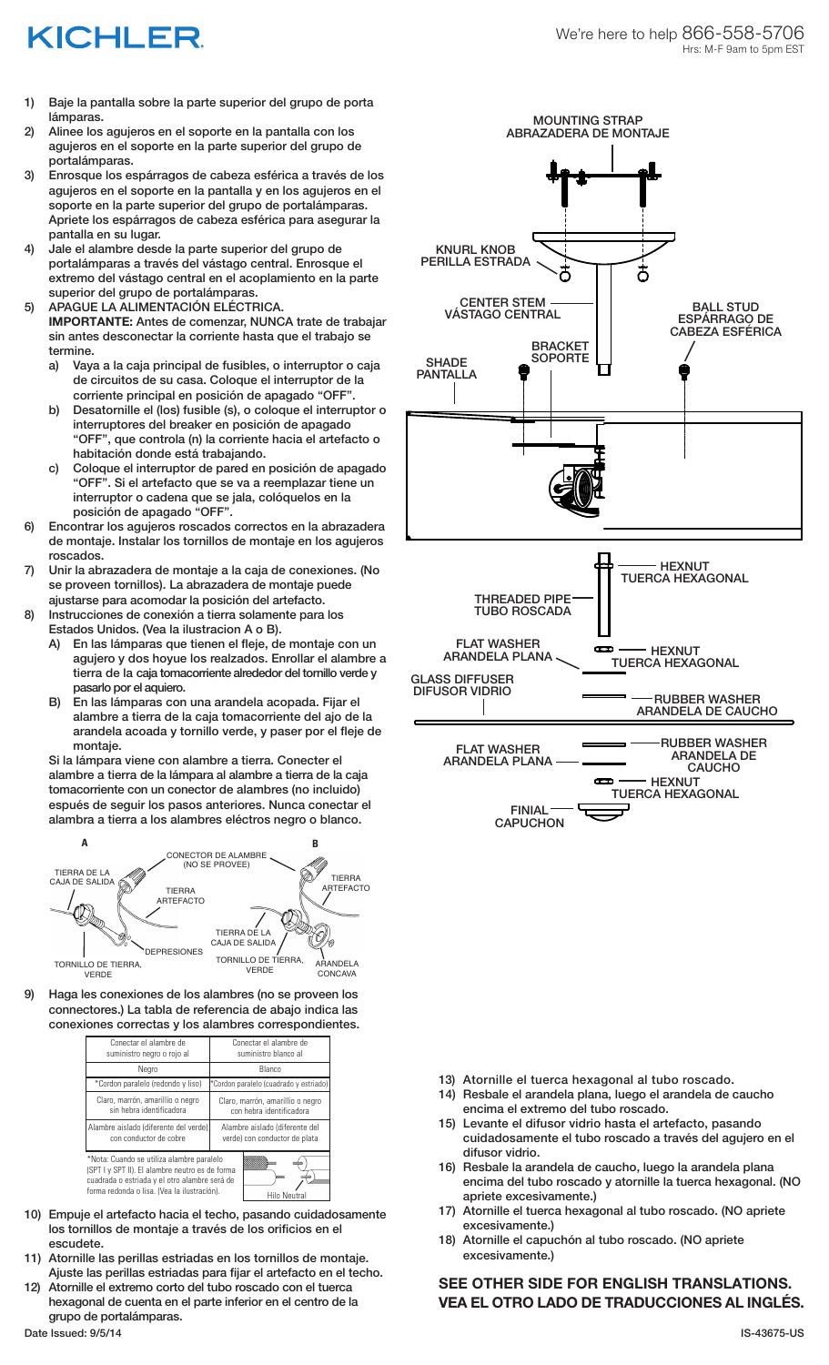# KICHLER

We're here to help 866-558-5706
Hrs: M-F 9am to 5pm EST

1) Baje la pantalla sobre la parte superior del grupo de porta lámparas.
2) Alinee los agujeros en el soporte en la pantalla con los agujeros en el soporte en la parte superior del grupo de portalámparas.
3) Enrosque los espárragos de cabeza esférica a través de los agujeros en el soporte en la pantalla y en los agujeros en el soporte en la parte superior del grupo de portalámparas. Apriete los espárragos de cabeza esférica para asegurar la pantalla en su lugar.
4) Jale el alambre desde la parte superior del grupo de portalámparas a través del vástago central. Enrosque el extremo del vástago central en el acoplamiento en la parte superior del grupo de portalámparas.
5) APAGUE LA ALIMENTACIÓN ELÉCTRICA.
   **IMPORTANTE:** Antes de comenzar, NUNCA trate de trabajar sin antes desconectar la corriente hasta que el trabajo se termine.
   a) Vaya a la caja principal de fusibles, o interruptor o caja de circuitos de su casa. Coloque el interruptor de la corriente principal en posición de apagado "OFF".
   b) Desatornille el (los) fusible (s), o coloque el interruptor o interruptores del breaker en posición de apagado "OFF", que controla (n) la corriente hacia el artefacto o habitación donde está trabajando.
   c) Coloque el interruptor de pared en posición de apagado "OFF". Si el artefacto que se va a reemplazar tiene un interruptor o cadena que se jala, colóquelos en la posición de apagado "OFF".
6) Encontrar los agujeros roscados correctos en la abrazadera de montaje. Instalar los tornillos de montaje en los agujeros roscados.
7) Unir la abrazadera de montaje a la caja de conexiones. (No se proveen tornillos). La abrazadera de montaje puede ajustarse para acomodar la posición del artefacto.
8) Instrucciones de conexión a tierra solamente para los Estados Unidos. (Vea la ilustracion A o B).
   A) En las lámparas que tienen el fleje, de montaje con un agujero y dos hoyue los realzados. Enrollar el alambre a tierra de la caja tomacorriente alrededor del tornillo verde y pasarlo por el aquiero.
   B) En las lámparas con una arandela acopada. Fijar el alambre a tierra de la caja tomacorriente del ajo de la arandela acoada y tornillo verde, y paser por el fleje de montaje.

   Si la lámpara viene con alambre a tierra. Conecter el alambre a tierra de la lámpara al alambre a tierra de la caja tomacorriente con un conector de alambres (no incluido) espués de seguir los pasos anteriores. Nunca conectar el alambra a tierra a los alambres eléctros negro o blanco.

A
TIERRA DE LA CAJA DE SALIDA
CONECTOR DE ALAMBRE (NO SE PROVEE)
TIERRA ARTEFACTO
DEPRESIONES
TORNILLO DE TIERRA, VERDE

B
TIERRA ARTEFACTO
TIERRA DE LA CAJA DE SALIDA
TORNILLO DE TIERRA, VERDE
ARANDELA CONCAVA

9) Haga les conexiones de los alambres (no se proveen los connectores.) La tabla de referencia de abajo indica las conexiones correctas y los alambres correspondientes.

| Conectar el alambre de suministro negro o rojo al | Conectar el alambre de suministro blanco al |
|---|---|
| Negro | Blanco |
| *Cordon paralelo (redondo y liso) | *Cordon paralelo (cuadrado y estriado) |
| Claro, marrón, amarillo o negro sin hebra identificadora | Claro, marrón, amarillo o negro con hebra identificadora |
| Alambre aislado (diferente del verde) con conductor de cobre | Alambre aislado (diferente del verde) con conductor de plata |

*Nota: Cuando se utiliza alambre paralelo (SPT I y SPT II). El alambre neutro es de forma cuadrada o estriada y el otro alambre será de forma redonda o lisa. (Vea la ilustración).

Hilo Neutral

10) Empuje el artefacto hacia el techo, pasando cuidadosamente los tornillos de montaje a través de los orificios en el escudete.
11) Atornille las perillas estriadas en los tornillos de montaje. Ajuste las perillas estriadas para fijar el artefacto en el techo.
12) Atornille el extremo corto del tubo roscado con el tuerca hexagonal de cuenta en el parte inferior en el centro de la grupo de portalámparas.

MOUNTING STRAP
ABRAZADERA DE MONTAJE
KNURL KNOB
PERILLA ESTRADA
CENTER STEM
VÁSTAGO CENTRAL
BALL STUD
ESPÁRRAGO DE CABEZA ESFÉRICA
BRACKET
SOPORTE
SHADE
PANTALLA
HEXNUT
TUERCA HEXAGONAL
THREADED PIPE
TUBO ROSCADA
FLAT WASHER
ARANDELA PLANA
HEXNUT
TUERCA HEXAGONAL
GLASS DIFFUSER
DIFUSOR VIDRIO
RUBBER WASHER
ARANDELA DE CAUCHO
FLAT WASHER
ARANDELA PLANA
RUBBER WASHER
ARANDELA DE CAUCHO
HEXNUT
TUERCA HEXAGONAL
FINIAL
CAPUCHON

13) Atornille el tuerca hexagonal al tubo roscado.
14) Resbale el arandela plana, luego el arandela de caucho encima el extremo del tubo roscado.
15) Levante el difusor vidrio hasta el artefacto, pasando cuidadosamente el tubo roscado a través del agujero en el difusor vidrio.
16) Resbale la arandela de caucho, luego la arandela plana encima del tubo roscado y atornille la tuerca hexagonal. (NO apriete excesivamente.)
17) Atornille el tuerca hexagonal al tubo roscado. (NO apriete excesivamente.)
18) Atornille el capuchón al tubo roscado. (NO apriete excesivamente.)

**SEE OTHER SIDE FOR ENGLISH TRANSLATIONS.**
**VEA EL OTRO LADO DE TRADUCCIONES AL INGLÉS.**

Date Issued: 9/5/14

IS-43675-US